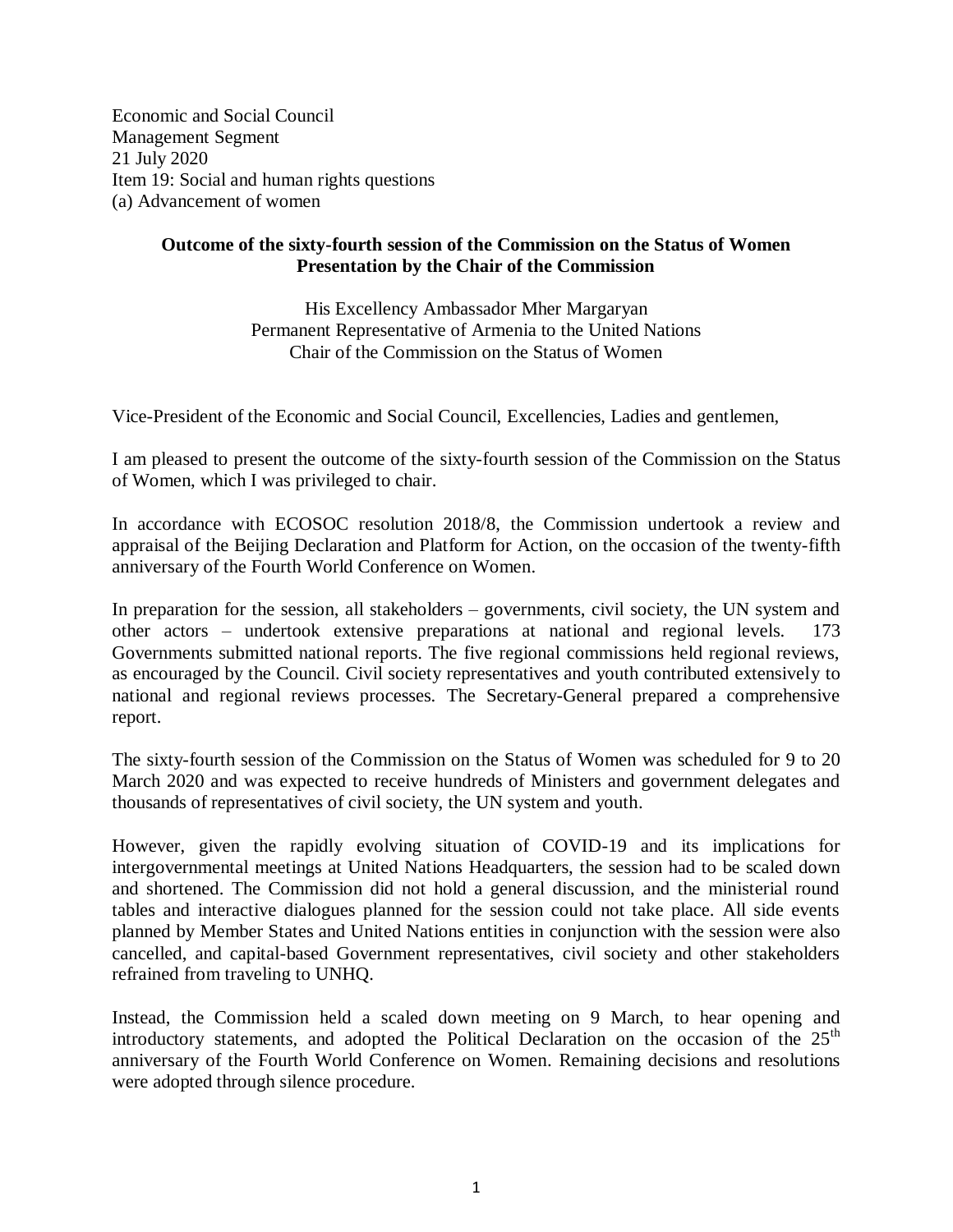Economic and Social Council
Management Segment
21 July 2020
Item 19: Social and human rights questions
(a) Advancement of women

**Outcome of the sixty-fourth session of the Commission on the Status of Women**
**Presentation by the Chair of the Commission**

His Excellency Ambassador Mher Margaryan
Permanent Representative of Armenia to the United Nations
Chair of the Commission on the Status of Women

Vice-President of the Economic and Social Council, Excellencies, Ladies and gentlemen,

I am pleased to present the outcome of the sixty-fourth session of the Commission on the Status of Women, which I was privileged to chair.

In accordance with ECOSOC resolution 2018/8, the Commission undertook a review and appraisal of the Beijing Declaration and Platform for Action, on the occasion of the twenty-fifth anniversary of the Fourth World Conference on Women.

In preparation for the session, all stakeholders – governments, civil society, the UN system and other actors – undertook extensive preparations at national and regional levels. 173 Governments submitted national reports. The five regional commissions held regional reviews, as encouraged by the Council. Civil society representatives and youth contributed extensively to national and regional reviews processes. The Secretary-General prepared a comprehensive report.

The sixty-fourth session of the Commission on the Status of Women was scheduled for 9 to 20 March 2020 and was expected to receive hundreds of Ministers and government delegates and thousands of representatives of civil society, the UN system and youth.

However, given the rapidly evolving situation of COVID-19 and its implications for intergovernmental meetings at United Nations Headquarters, the session had to be scaled down and shortened. The Commission did not hold a general discussion, and the ministerial round tables and interactive dialogues planned for the session could not take place. All side events planned by Member States and United Nations entities in conjunction with the session were also cancelled, and capital-based Government representatives, civil society and other stakeholders refrained from traveling to UNHQ.

Instead, the Commission held a scaled down meeting on 9 March, to hear opening and introductory statements, and adopted the Political Declaration on the occasion of the 25th anniversary of the Fourth World Conference on Women. Remaining decisions and resolutions were adopted through silence procedure.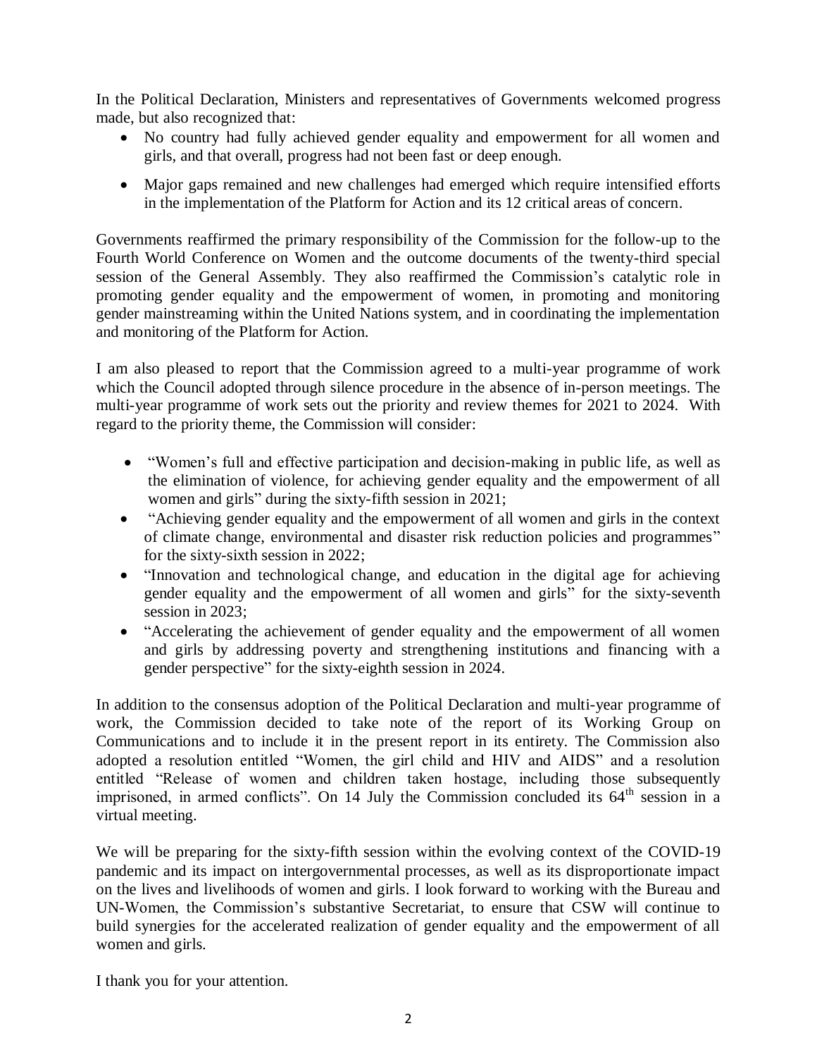In the Political Declaration, Ministers and representatives of Governments welcomed progress made, but also recognized that:

- No country had fully achieved gender equality and empowerment for all women and girls, and that overall, progress had not been fast or deep enough.
- Major gaps remained and new challenges had emerged which require intensified efforts in the implementation of the Platform for Action and its 12 critical areas of concern.

Governments reaffirmed the primary responsibility of the Commission for the follow-up to the Fourth World Conference on Women and the outcome documents of the twenty-third special session of the General Assembly. They also reaffirmed the Commission's catalytic role in promoting gender equality and the empowerment of women, in promoting and monitoring gender mainstreaming within the United Nations system, and in coordinating the implementation and monitoring of the Platform for Action.

I am also pleased to report that the Commission agreed to a multi-year programme of work which the Council adopted through silence procedure in the absence of in-person meetings. The multi-year programme of work sets out the priority and review themes for 2021 to 2024. With regard to the priority theme, the Commission will consider:

- "Women's full and effective participation and decision-making in public life, as well as the elimination of violence, for achieving gender equality and the empowerment of all women and girls" during the sixty-fifth session in 2021;
- "Achieving gender equality and the empowerment of all women and girls in the context of climate change, environmental and disaster risk reduction policies and programmes" for the sixty-sixth session in 2022;
- "Innovation and technological change, and education in the digital age for achieving gender equality and the empowerment of all women and girls" for the sixty-seventh session in 2023;
- "Accelerating the achievement of gender equality and the empowerment of all women and girls by addressing poverty and strengthening institutions and financing with a gender perspective" for the sixty-eighth session in 2024.

In addition to the consensus adoption of the Political Declaration and multi-year programme of work, the Commission decided to take note of the report of its Working Group on Communications and to include it in the present report in its entirety. The Commission also adopted a resolution entitled "Women, the girl child and HIV and AIDS" and a resolution entitled "Release of women and children taken hostage, including those subsequently imprisoned, in armed conflicts". On 14 July the Commission concluded its 64th session in a virtual meeting.

We will be preparing for the sixty-fifth session within the evolving context of the COVID-19 pandemic and its impact on intergovernmental processes, as well as its disproportionate impact on the lives and livelihoods of women and girls. I look forward to working with the Bureau and UN-Women, the Commission's substantive Secretariat, to ensure that CSW will continue to build synergies for the accelerated realization of gender equality and the empowerment of all women and girls.

I thank you for your attention.